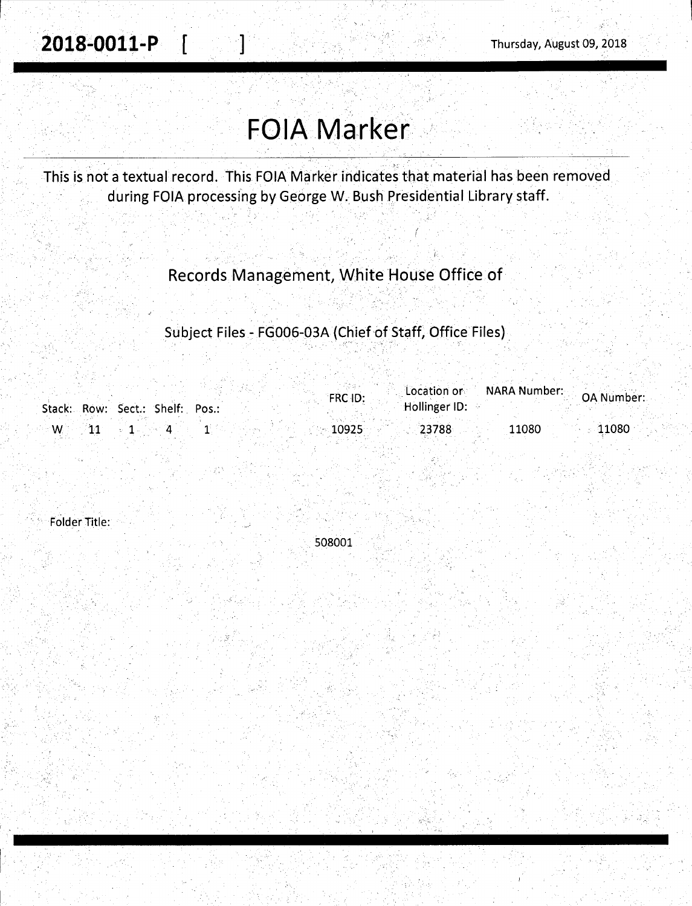**2018-0011-P [ ]**

Thursday, August 09, 2018

# FOIA Marker

This is not a textual record. This FOIA Marker indicates that material has been removed during FOIA processing by George W. Bush Presidential Library staff.

## Records Management, White House Office of

### Subject Files - FG006-03A (Chief of Staff, Office Files)

| Stack: | Row: | Sect.: | Shelf: | Pos.: | FRC ID: | Location or Hollinger ID: | NARA Number: | OA Number: |
|---|---|---|---|---|---|---|---|---|
| W | 11 | 1 | 4 | 1 | 10925 | 23788 | 11080 | 11080 |

Folder Title:

508001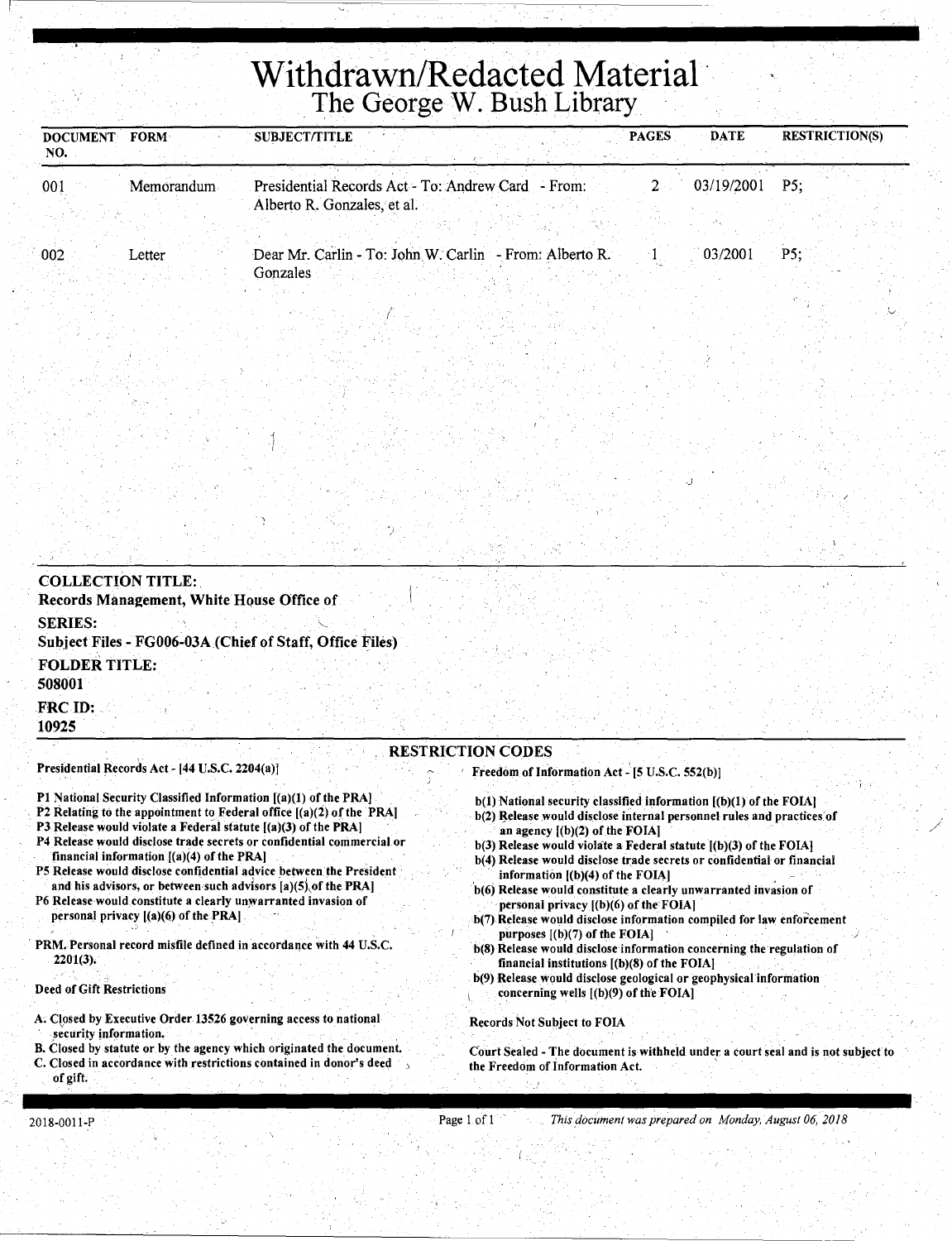# Withdrawn/Redacted Material

## The George W. Bush Library

| DOCUMENT NO. | FORM | SUBJECT/TITLE | PAGES | DATE | RESTRICTION(S) |
|---|---|---|---|---|---|
| 001 | Memorandum | Presidential Records Act - To: Andrew Card - From: Alberto R. Gonzales, et al. | 2 | 03/19/2001 | P5; |
| 002 | Letter | Dear Mr. Carlin - To: John W. Carlin - From: Alberto R. Gonzales | 1 | 03/2001 | P5; |

**COLLECTION TITLE:**
Records Management, White House Office of

**SERIES:**
Subject Files - FG006-03A (Chief of Staff, Office Files)

**FOLDER TITLE:**
508001

**FRC ID:**
10925

### RESTRICTION CODES

**Presidential Records Act - [44 U.S.C. 2204(a)]**

- P1 National Security Classified Information [(a)(1) of the PRA]
- P2 Relating to the appointment to Federal office [(a)(2) of the PRA]
- P3 Release would violate a Federal statute [(a)(3) of the PRA]
- P4 Release would disclose trade secrets or confidential commercial or financial information [(a)(4) of the PRA]
- P5 Release would disclose confidential advice between the President and his advisors, or between such advisors [a)(5) of the PRA]
- P6 Release would constitute a clearly unwarranted invasion of personal privacy [(a)(6) of the PRA]

PRM. Personal record misfile defined in accordance with 44 U.S.C. 2201(3).

**Deed of Gift Restrictions**

- A. Closed by Executive Order 13526 governing access to national security information.
- B. Closed by statute or by the agency which originated the document.
- C. Closed in accordance with restrictions contained in donor's deed of gift.

**Freedom of Information Act - [5 U.S.C. 552(b)]**

- b(1) National security classified information [(b)(1) of the FOIA]
- b(2) Release would disclose internal personnel rules and practices of an agency [(b)(2) of the FOIA]
- b(3) Release would violate a Federal statute [(b)(3) of the FOIA]
- b(4) Release would disclose trade secrets or confidential or financial information [(b)(4) of the FOIA]
- b(6) Release would constitute a clearly unwarranted invasion of personal privacy [(b)(6) of the FOIA]
- b(7) Release would disclose information compiled for law enforcement purposes [(b)(7) of the FOIA]
- b(8) Release would disclose information concerning the regulation of financial institutions [(b)(8) of the FOIA]
- b(9) Release would disclose geological or geophysical information concerning wells [(b)(9) of the FOIA]

Records Not Subject to FOIA

Court Sealed - The document is withheld under a court seal and is not subject to the Freedom of Information Act.

2018-0011-P

*This document was prepared on Monday, August 06, 2018*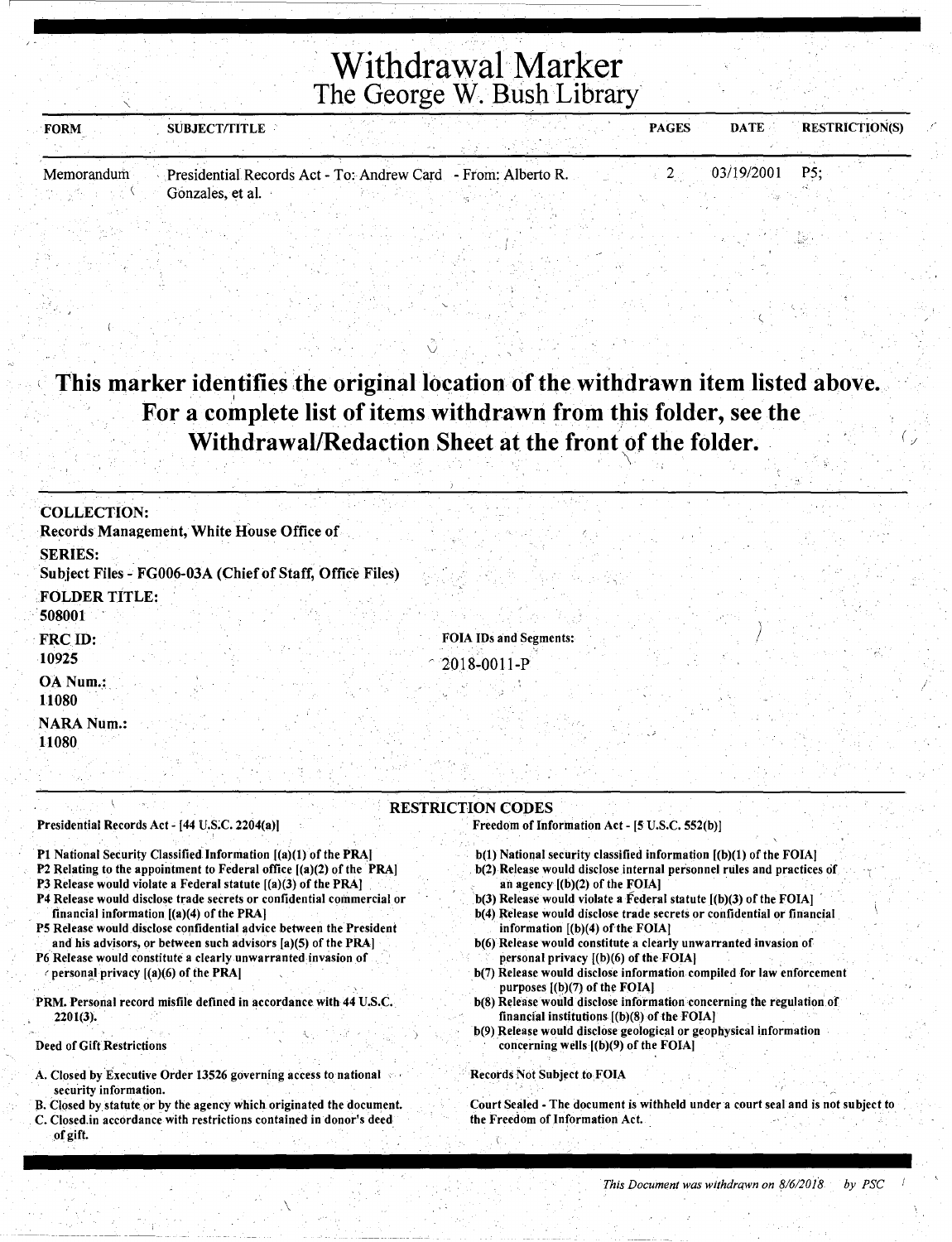# Withdrawal Marker
## The George W. Bush Library

| FORM | SUBJECT/TITLE | PAGES | DATE | RESTRICTION(S) |
|---|---|---|---|---|
| Memorandum | Presidential Records Act - To: Andrew Card - From: Alberto R. Gonzales, et al. | 2 | 03/19/2001 | P5; |

**This marker identifies the original location of the withdrawn item listed above. For a complete list of items withdrawn from this folder, see the Withdrawal/Redaction Sheet at the front of the folder.**

**COLLECTION:**
Records Management, White House Office of

**SERIES:**
Subject Files - FG006-03A (Chief of Staff, Office Files)

**FOLDER TITLE:**
508001

**FRC ID:**
10925

**OA Num.:**
11080

**NARA Num.:**
11080

**FOIA IDs and Segments:**
2018-0011-P

### RESTRICTION CODES

**Presidential Records Act - [44 U.S.C. 2204(a)]**

P1 National Security Classified Information [(a)(1) of the PRA]
P2 Relating to the appointment to Federal office [(a)(2) of the PRA]
P3 Release would violate a Federal statute [(a)(3) of the PRA]
P4 Release would disclose trade secrets or confidential commercial or financial information [(a)(4) of the PRA]
P5 Release would disclose confidential advice between the President and his advisors, or between such advisors [a)(5) of the PRA]
P6 Release would constitute a clearly unwarranted invasion of personal privacy [(a)(6) of the PRA]

PRM. Personal record misfile defined in accordance with 44 U.S.C. 2201(3).

Deed of Gift Restrictions

A. Closed by Executive Order 13526 governing access to national security information.
B. Closed by statute or by the agency which originated the document.
C. Closed in accordance with restrictions contained in donor's deed of gift.

**Freedom of Information Act - [5 U.S.C. 552(b)]**

b(1) National security classified information [(b)(1) of the FOIA]
b(2) Release would disclose internal personnel rules and practices of an agency [(b)(2) of the FOIA]
b(3) Release would violate a Federal statute [(b)(3) of the FOIA]
b(4) Release would disclose trade secrets or confidential or financial information [(b)(4) of the FOIA]
b(6) Release would constitute a clearly unwarranted invasion of personal privacy [(b)(6) of the FOIA]
b(7) Release would disclose information compiled for law enforcement purposes [(b)(7) of the FOIA]
b(8) Release would disclose information concerning the regulation of financial institutions [(b)(8) of the FOIA]
b(9) Release would disclose geological or geophysical information concerning wells [(b)(9) of the FOIA]

Records Not Subject to FOIA

Court Sealed - The document is withheld under a court seal and is not subject to the Freedom of Information Act.

*This Document was withdrawn on 8/6/2018 by PSC*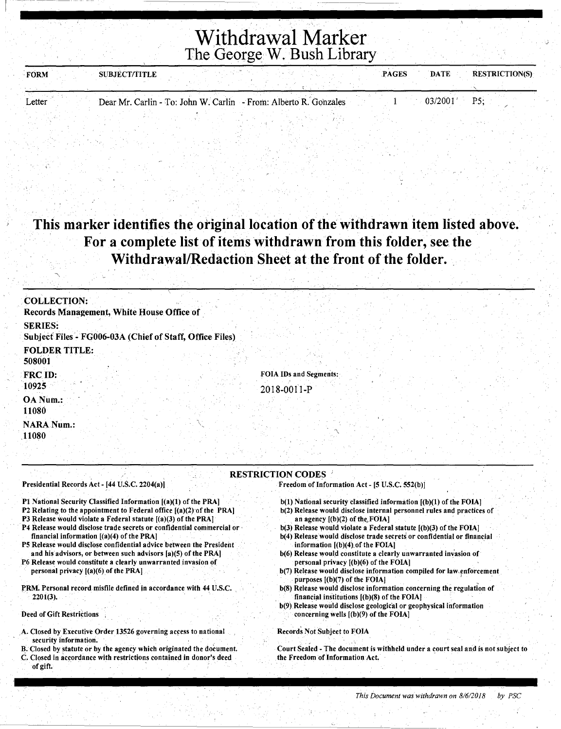# Withdrawal Marker

## The George W. Bush Library

| FORM | SUBJECT/TITLE | PAGES | DATE | RESTRICTION(S) |
|---|---|---|---|---|
| Letter | Dear Mr. Carlin - To: John W. Carlin - From: Alberto R. Gonzales | 1 | 03/2001 | P5; |

**This marker identifies the original location of the withdrawn item listed above. For a complete list of items withdrawn from this folder, see the Withdrawal/Redaction Sheet at the front of the folder.**

**COLLECTION:**
**Records Management, White House Office of**

**SERIES:**
**Subject Files - FG006-03A (Chief of Staff, Office Files)**

**FOLDER TITLE:**
**508001**

**FRC ID:**
**10925**

**OA Num.:**
**11080**

**NARA Num.:**
**11080**

**FOIA IDs and Segments:**
2018-0011-P

### RESTRICTION CODES

**Presidential Records Act - [44 U.S.C. 2204(a)]**

**P1 National Security Classified Information [(a)(1) of the PRA]**
**P2 Relating to the appointment to Federal office [(a)(2) of the PRA]**
**P3 Release would violate a Federal statute [(a)(3) of the PRA]**
**P4 Release would disclose trade secrets or confidential commercial or financial information [(a)(4) of the PRA]**
**P5 Release would disclose confidential advice between the President and his advisors, or between such advisors [a)(5) of the PRA]**
**P6 Release would constitute a clearly unwarranted invasion of personal privacy [(a)(6) of the PRA]**

**PRM. Personal record misfile defined in accordance with 44 U.S.C. 2201(3).**

**Deed of Gift Restrictions**

**A. Closed by Executive Order 13526 governing access to national security information.**
**B. Closed by statute or by the agency which originated the document.**
**C. Closed in accordance with restrictions contained in donor's deed of gift.**

**Freedom of Information Act - [5 U.S.C. 552(b)]**

**b(1) National security classified information [(b)(1) of the FOIA]**
**b(2) Release would disclose internal personnel rules and practices of an agency [(b)(2) of the FOIA]**
**b(3) Release would violate a Federal statute [(b)(3) of the FOIA]**
**b(4) Release would disclose trade secrets or confidential or financial information [(b)(4) of the FOIA]**
**b(6) Release would constitute a clearly unwarranted invasion of personal privacy [(b)(6) of the FOIA]**
**b(7) Release would disclose information compiled for law enforcement purposes [(b)(7) of the FOIA]**
**b(8) Release would disclose information concerning the regulation of financial institutions [(b)(8) of the FOIA]**
**b(9) Release would disclose geological or geophysical information concerning wells [(b)(9) of the FOIA]**

**Records Not Subject to FOIA**

**Court Sealed - The document is withheld under a court seal and is not subject to the Freedom of Information Act.**

*This Document was withdrawn on 8/6/2018 by PSC*